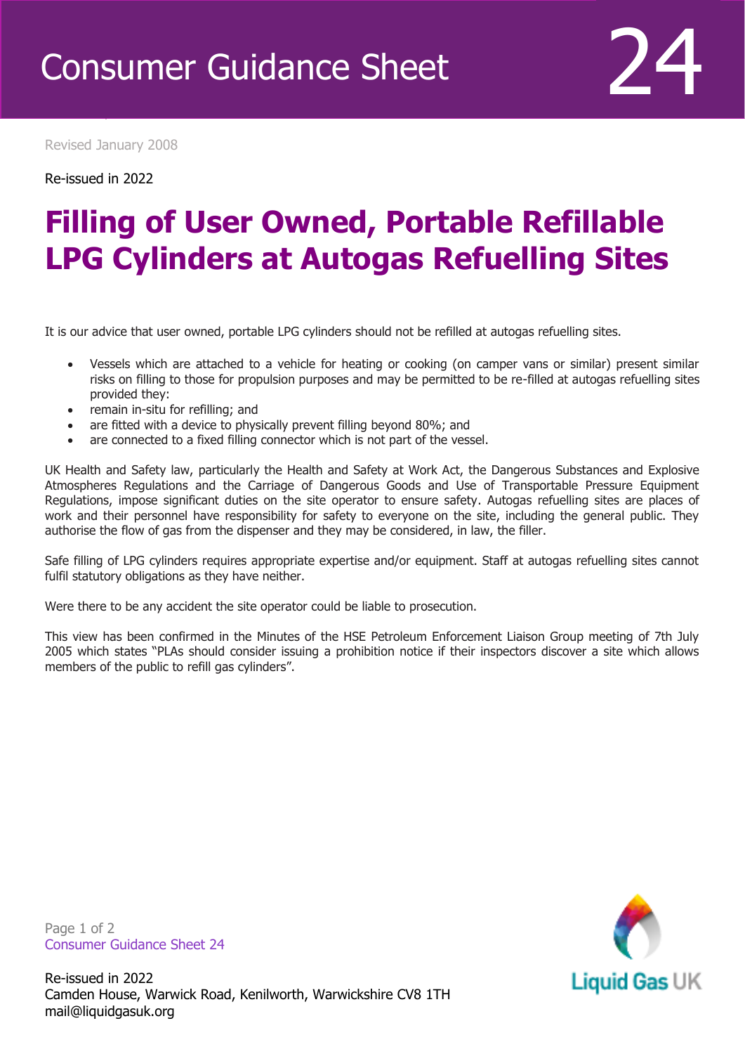Consumer Guidance Sheet 24

Revised January 2008

Re-issued in 2022

# Filling of User Owned, Portable Refillable LPG Cylinders at Autogas Refuelling Sites

It is our advice that user owned, portable LPG cylinders should not be refilled at autogas refuelling sites.

- Vessels which are attached to a vehicle for heating or cooking (on camper vans or similar) present similar risks on filling to those for propulsion purposes and may be permitted to be re-filled at autogas refuelling sites provided they:
- remain in-situ for refilling; and
- are fitted with a device to physically prevent filling beyond 80%; and
- are connected to a fixed filling connector which is not part of the vessel.

UK Health and Safety law, particularly the Health and Safety at Work Act, the Dangerous Substances and Explosive Atmospheres Regulations and the Carriage of Dangerous Goods and Use of Transportable Pressure Equipment Regulations, impose significant duties on the site operator to ensure safety. Autogas refuelling sites are places of work and their personnel have responsibility for safety to everyone on the site, including the general public. They authorise the flow of gas from the dispenser and they may be considered, in law, the filler.

Safe filling of LPG cylinders requires appropriate expertise and/or equipment. Staff at autogas refuelling sites cannot fulfil statutory obligations as they have neither.

Were there to be any accident the site operator could be liable to prosecution.

This view has been confirmed in the Minutes of the HSE Petroleum Enforcement Liaison Group meeting of 7th July 2005 which states "PLAs should consider issuing a prohibition notice if their inspectors discover a site which allows members of the public to refill gas cylinders".

Re-issued in 2022
Camden House, Warwick Road, Kenilworth, Warwickshire CV8 1TH
mail@liquidgasuk.org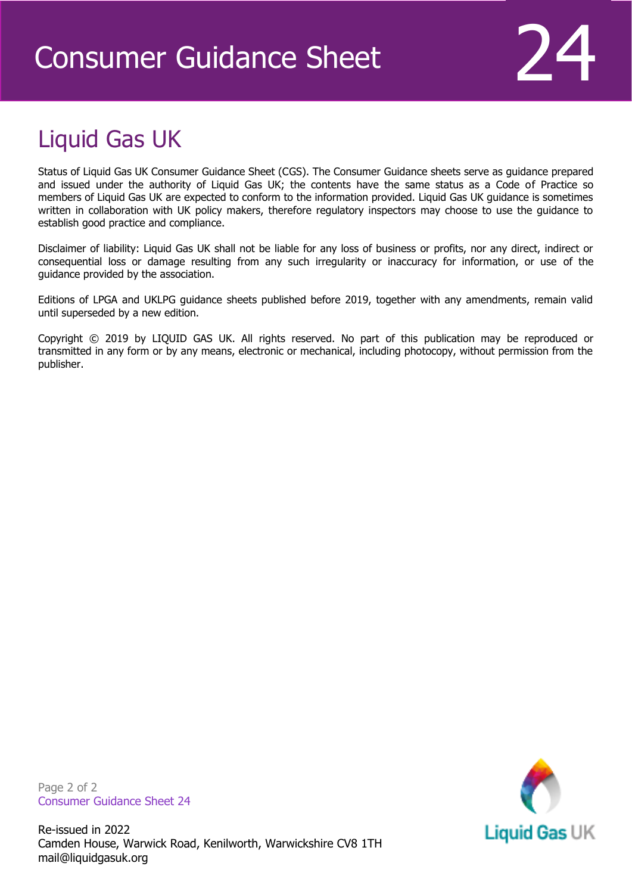## Liquid Gas UK

Status of Liquid Gas UK Consumer Guidance Sheet (CGS). The Consumer Guidance sheets serve as guidance prepared and issued under the authority of Liquid Gas UK; the contents have the same status as a Code of Practice so members of Liquid Gas UK are expected to conform to the information provided. Liquid Gas UK guidance is sometimes written in collaboration with UK policy makers, therefore regulatory inspectors may choose to use the guidance to establish good practice and compliance.

Disclaimer of liability: Liquid Gas UK shall not be liable for any loss of business or profits, nor any direct, indirect or consequential loss or damage resulting from any such irregularity or inaccuracy for information, or use of the guidance provided by the association.

Editions of LPGA and UKLPG guidance sheets published before 2019, together with any amendments, remain valid until superseded by a new edition.

Copyright © 2019 by LIQUID GAS UK. All rights reserved. No part of this publication may be reproduced or transmitted in any form or by any means, electronic or mechanical, including photocopy, without permission from the publisher.

Re-issued in 2022
Camden House, Warwick Road, Kenilworth, Warwickshire CV8 1TH
mail@liquidgasuk.org